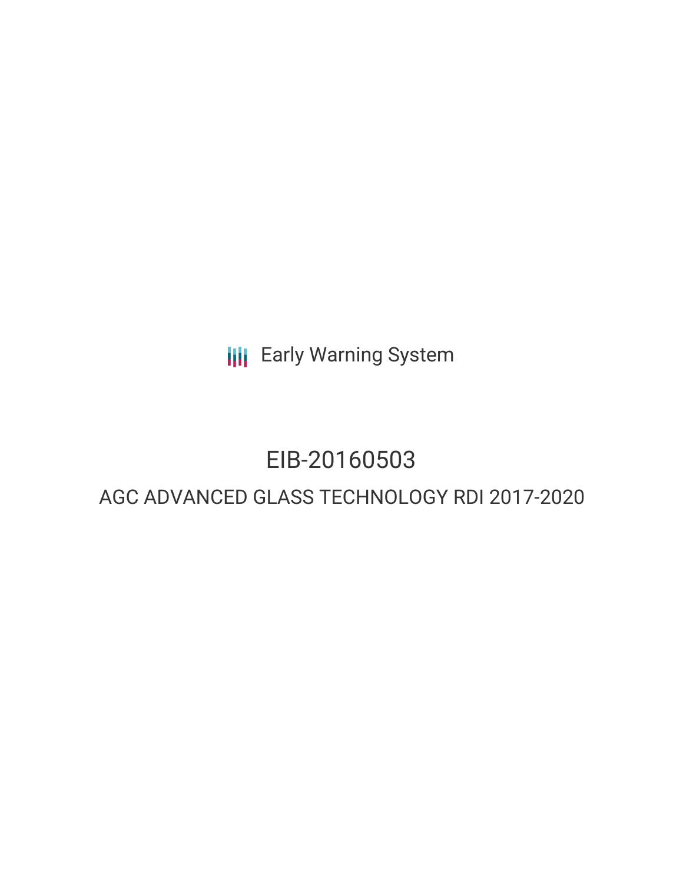Early Warning System

# EIB-20160503

## AGC ADVANCED GLASS TECHNOLOGY RDI 2017-2020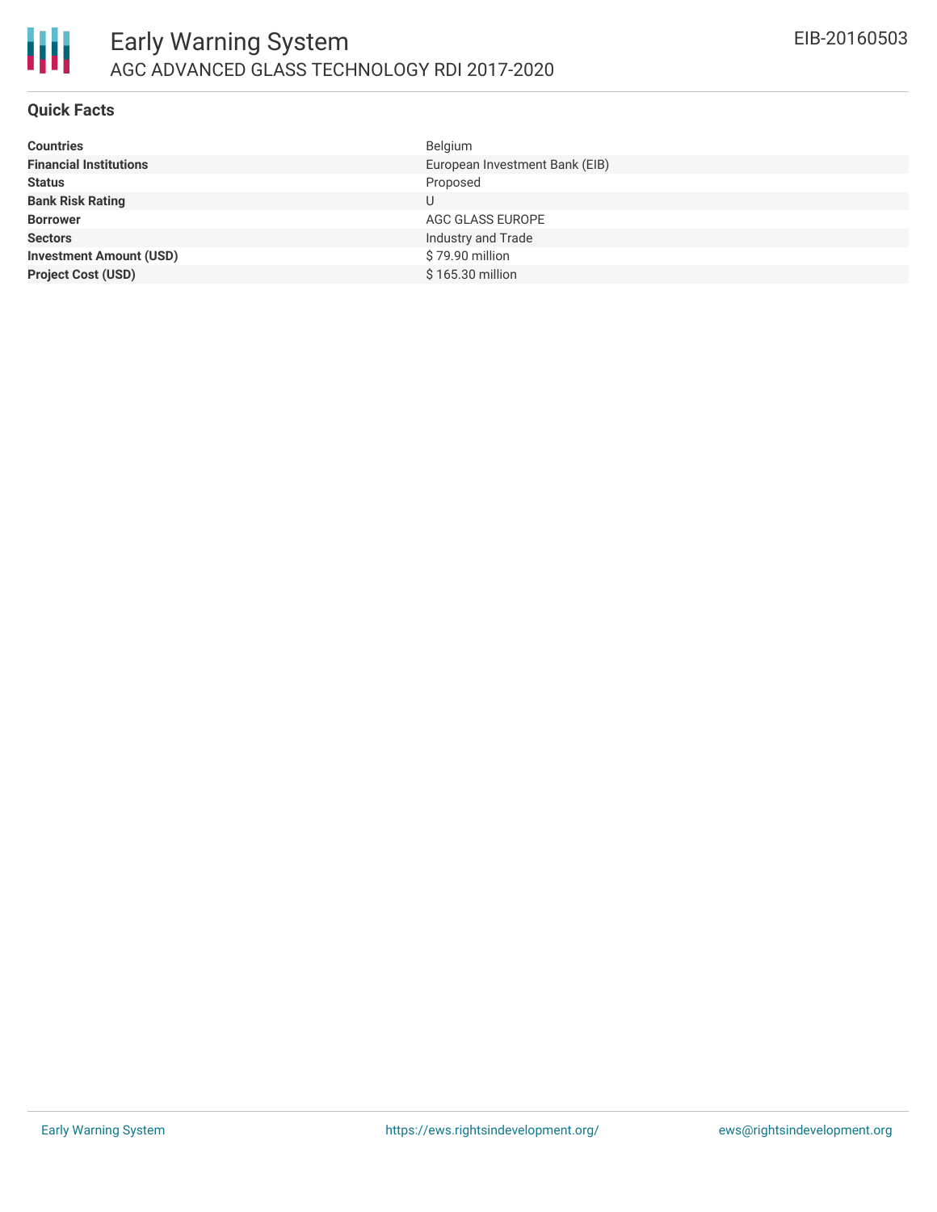# Early Warning System

AGC ADVANCED GLASS TECHNOLOGY RDI 2017-2020

EIB-20160503

## Quick Facts

| | |
|---|---|
| **Countries** | Belgium |
| **Financial Institutions** | European Investment Bank (EIB) |
| **Status** | Proposed |
| **Bank Risk Rating** | U |
| **Borrower** | AGC GLASS EUROPE |
| **Sectors** | Industry and Trade |
| **Investment Amount (USD)** | $ 79.90 million |
| **Project Cost (USD)** | $ 165.30 million |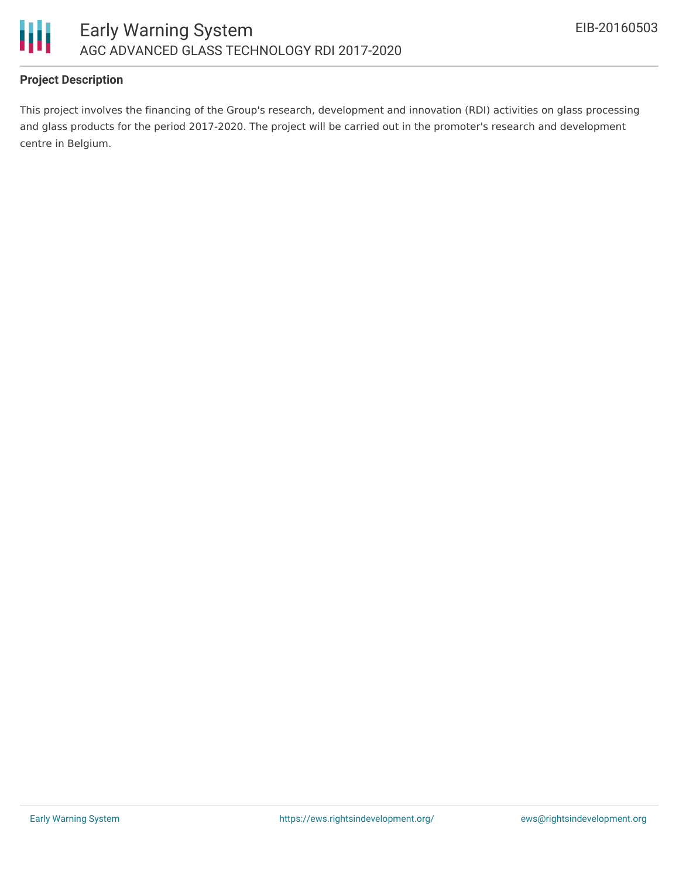## Project Description

This project involves the financing of the Group's research, development and innovation (RDI) activities on glass processing and glass products for the period 2017-2020. The project will be carried out in the promoter's research and development centre in Belgium.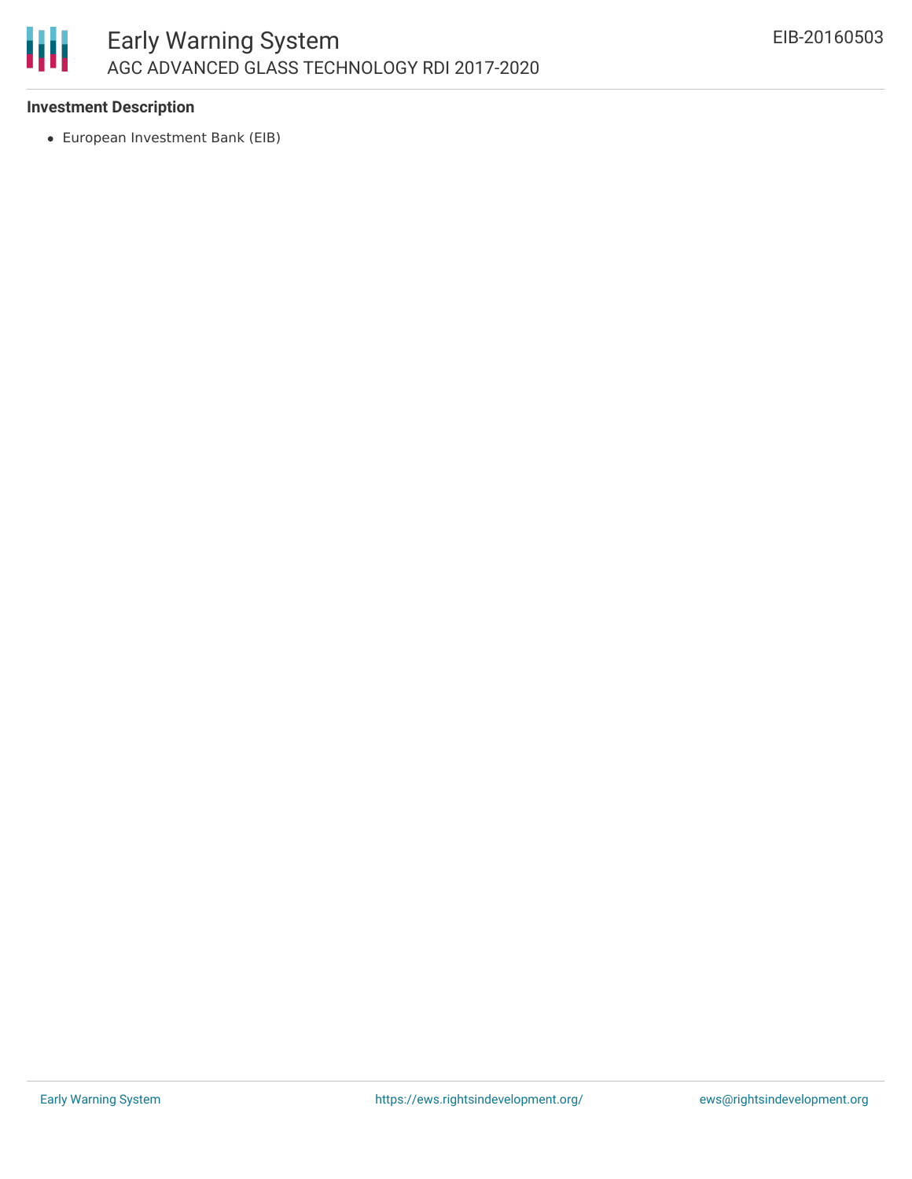## Investment Description

- European Investment Bank (EIB)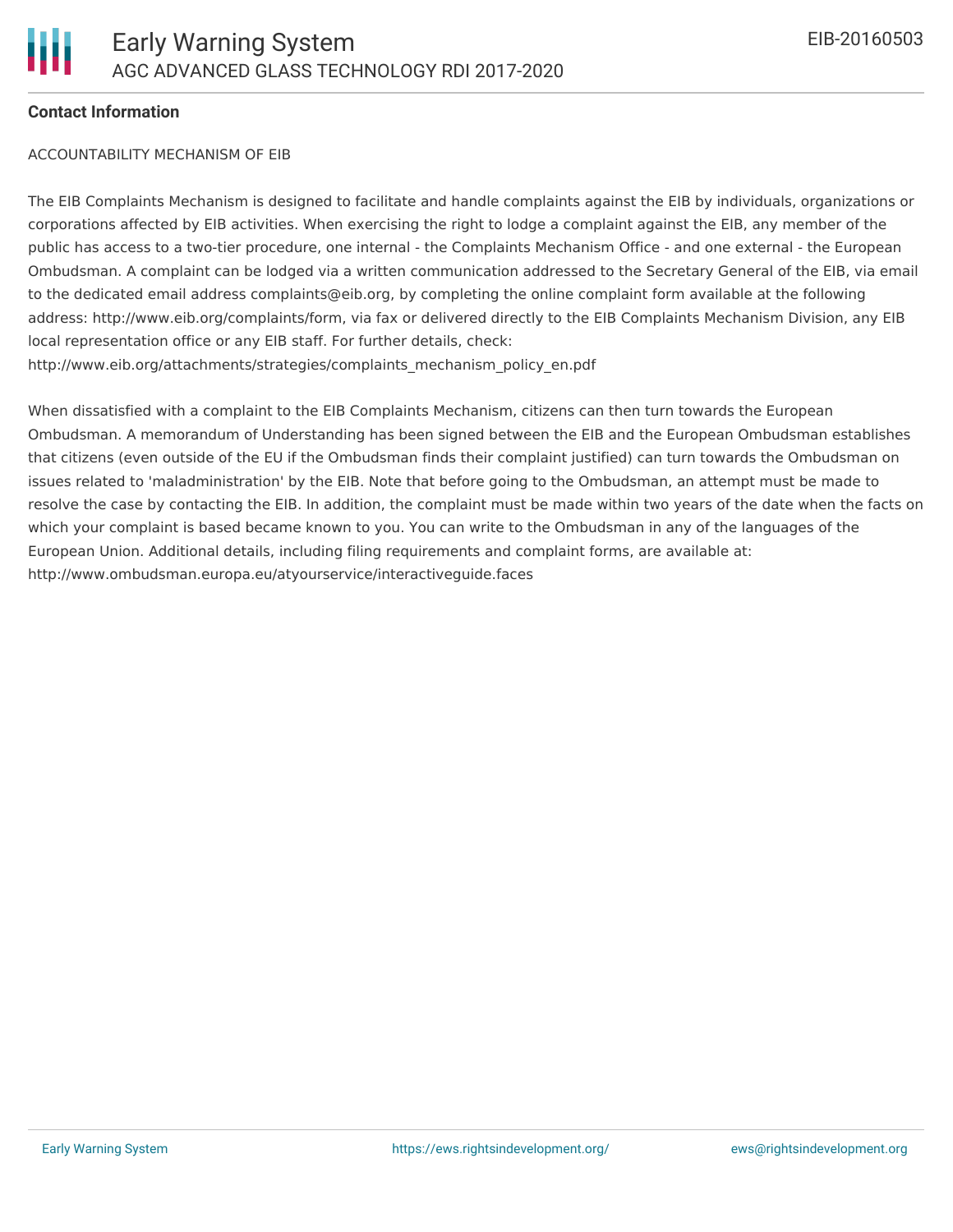**Contact Information**

ACCOUNTABILITY MECHANISM OF EIB

The EIB Complaints Mechanism is designed to facilitate and handle complaints against the EIB by individuals, organizations or corporations affected by EIB activities. When exercising the right to lodge a complaint against the EIB, any member of the public has access to a two-tier procedure, one internal - the Complaints Mechanism Office - and one external - the European Ombudsman. A complaint can be lodged via a written communication addressed to the Secretary General of the EIB, via email to the dedicated email address complaints@eib.org, by completing the online complaint form available at the following address: http://www.eib.org/complaints/form, via fax or delivered directly to the EIB Complaints Mechanism Division, any EIB local representation office or any EIB staff. For further details, check: http://www.eib.org/attachments/strategies/complaints_mechanism_policy_en.pdf

When dissatisfied with a complaint to the EIB Complaints Mechanism, citizens can then turn towards the European Ombudsman. A memorandum of Understanding has been signed between the EIB and the European Ombudsman establishes that citizens (even outside of the EU if the Ombudsman finds their complaint justified) can turn towards the Ombudsman on issues related to 'maladministration' by the EIB. Note that before going to the Ombudsman, an attempt must be made to resolve the case by contacting the EIB. In addition, the complaint must be made within two years of the date when the facts on which your complaint is based became known to you. You can write to the Ombudsman in any of the languages of the European Union. Additional details, including filing requirements and complaint forms, are available at: http://www.ombudsman.europa.eu/atyourservice/interactiveguide.faces